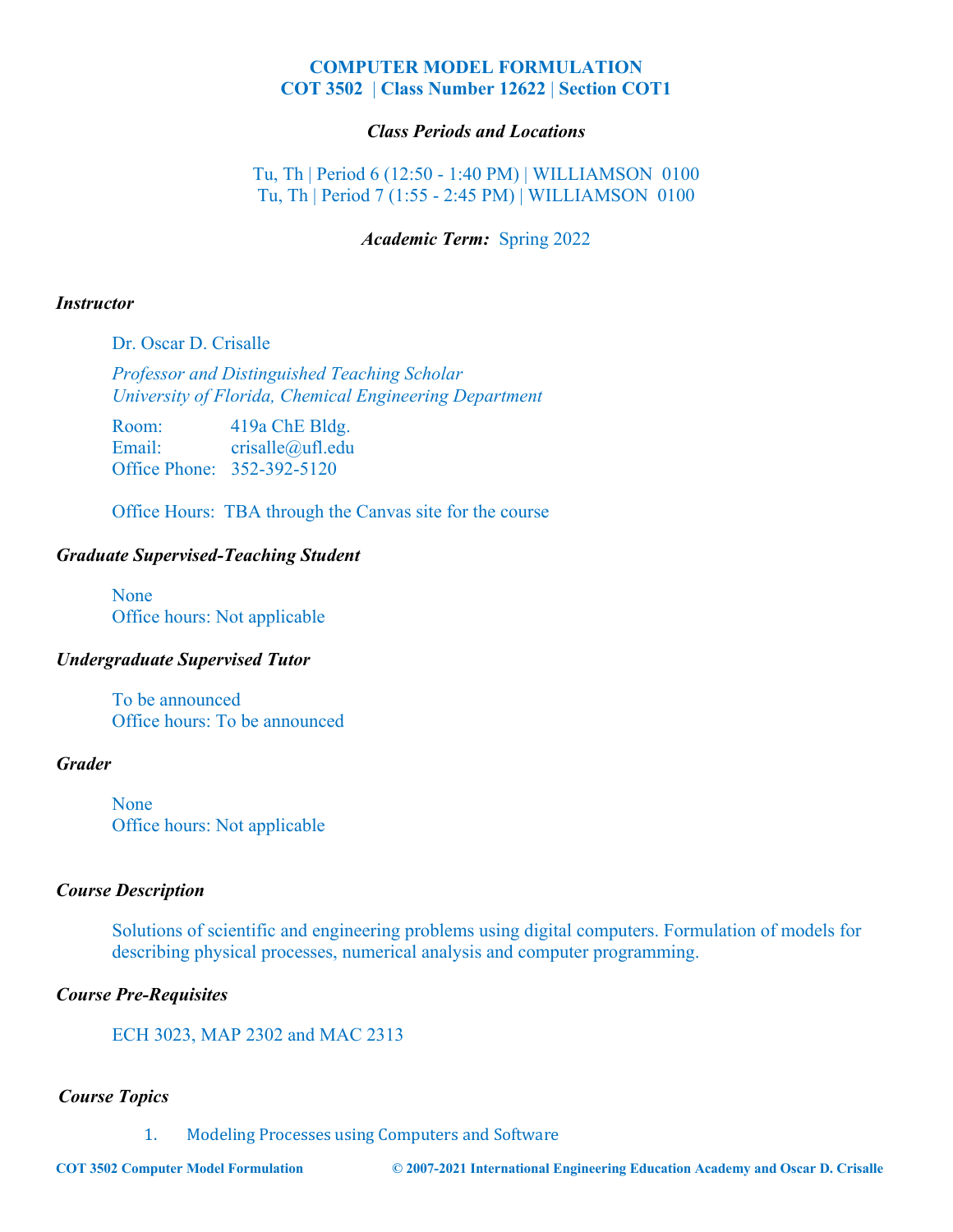# COMPUTER MODEL FORMULATION
## COT 3502 | Class Number 12622 | Section COT1

***Class Periods and Locations***

Tu, Th | Period 6 (12:50 - 1:40 PM) | WILLIAMSON 0100
Tu, Th | Period 7 (1:55 - 2:45 PM) | WILLIAMSON 0100

***Academic Term:*** Spring 2022

### *Instructor*

Dr. Oscar D. Crisalle

*Professor and Distinguished Teaching Scholar*
*University of Florida, Chemical Engineering Department*

Room: 419a ChE Bldg.
Email: crisalle@ufl.edu
Office Phone: 352-392-5120

Office Hours: TBA through the Canvas site for the course

### *Graduate Supervised-Teaching Student*

None
Office hours: Not applicable

### *Undergraduate Supervised Tutor*

To be announced
Office hours: To be announced

### *Grader*

None
Office hours: Not applicable

### *Course Description*

Solutions of scientific and engineering problems using digital computers. Formulation of models for describing physical processes, numerical analysis and computer programming.

### *Course Pre-Requisites*

ECH 3023, MAP 2302 and MAC 2313

### *Course Topics*

1. Modeling Processes using Computers and Software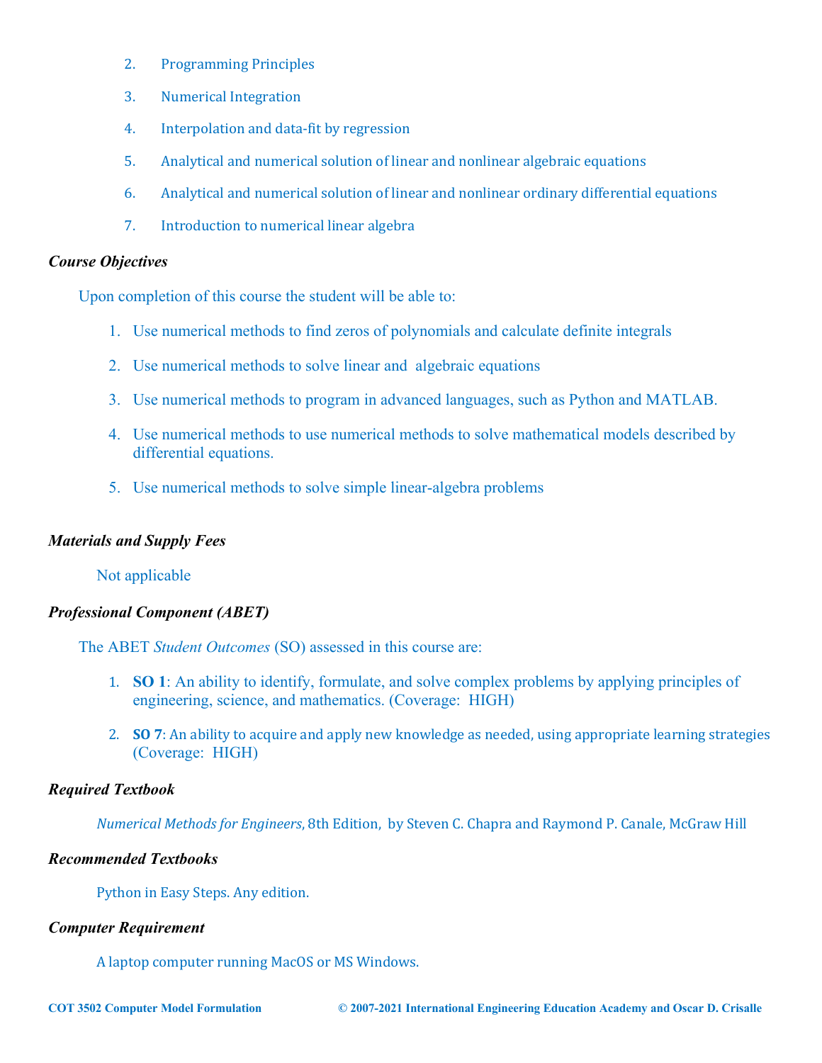2. Programming Principles
3. Numerical Integration
4. Interpolation and data-fit by regression
5. Analytical and numerical solution of linear and nonlinear algebraic equations
6. Analytical and numerical solution of linear and nonlinear ordinary differential equations
7. Introduction to numerical linear algebra

### *Course Objectives*

Upon completion of this course the student will be able to:

1. Use numerical methods to find zeros of polynomials and calculate definite integrals
2. Use numerical methods to solve linear and  algebraic equations
3. Use numerical methods to program in advanced languages, such as Python and MATLAB.
4. Use numerical methods to use numerical methods to solve mathematical models described by differential equations.
5. Use numerical methods to solve simple linear-algebra problems

### *Materials and Supply Fees*

Not applicable

### *Professional Component (ABET)*

The ABET *Student Outcomes* (SO) assessed in this course are:

1. **SO 1**: An ability to identify, formulate, and solve complex problems by applying principles of engineering, science, and mathematics. (Coverage:  HIGH)
2. **SO 7**: An ability to acquire and apply new knowledge as needed, using appropriate learning strategies (Coverage:  HIGH)

### *Required Textbook*

*Numerical Methods for Engineers*, 8th Edition,  by Steven C. Chapra and Raymond P. Canale, McGraw Hill

### *Recommended Textbooks*

Python in Easy Steps. Any edition.

### *Computer Requirement*

A laptop computer running MacOS or MS Windows.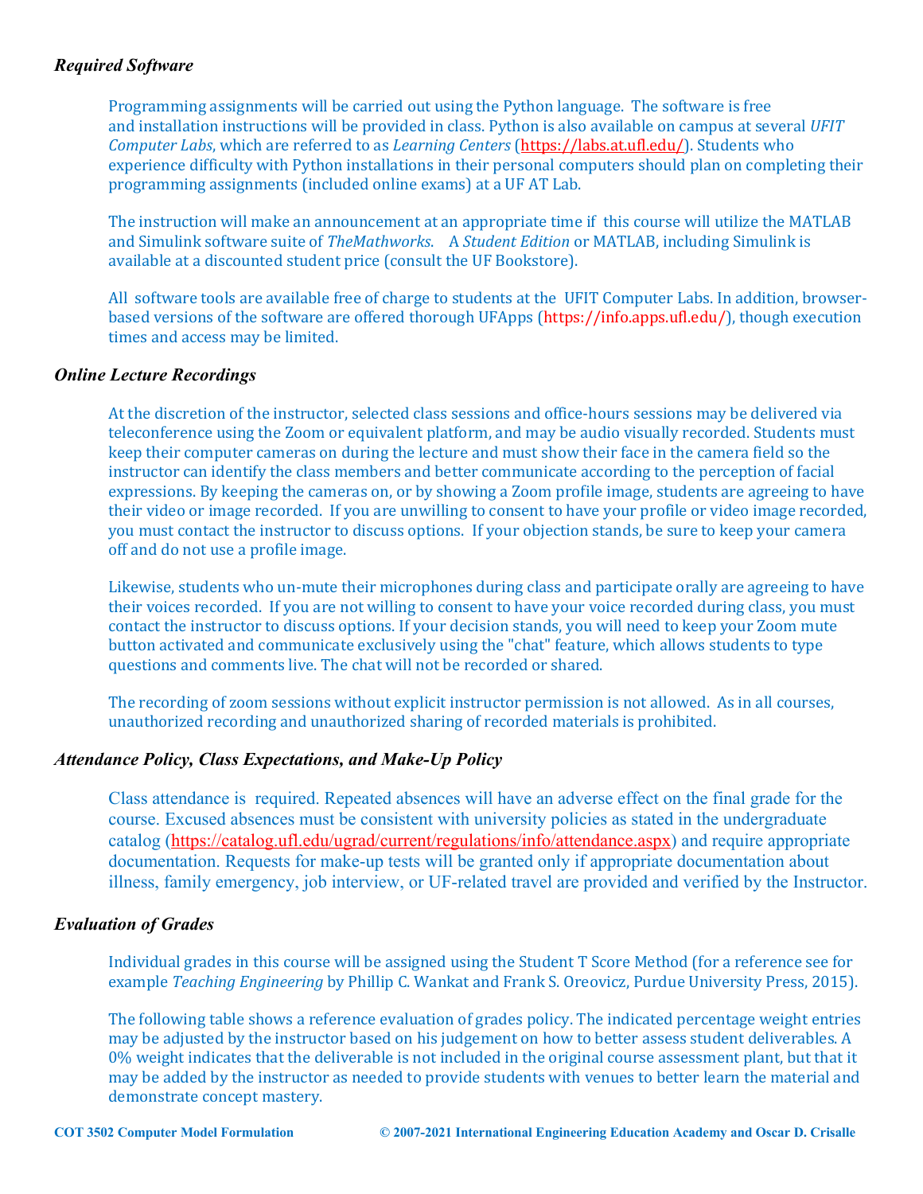### *Required Software*

Programming assignments will be carried out using the Python language. The software is free and installation instructions will be provided in class. Python is also available on campus at several *UFIT Computer Labs*, which are referred to as *Learning Centers* (https://labs.at.ufl.edu/). Students who experience difficulty with Python installations in their personal computers should plan on completing their programming assignments (included online exams) at a UF AT Lab.

The instruction will make an announcement at an appropriate time if this course will utilize the MATLAB and Simulink software suite of *TheMathworks*. A *Student Edition* or MATLAB, including Simulink is available at a discounted student price (consult the UF Bookstore).

All software tools are available free of charge to students at the UFIT Computer Labs. In addition, browser-based versions of the software are offered thorough UFApps (https://info.apps.ufl.edu/), though execution times and access may be limited.

### *Online Lecture Recordings*

At the discretion of the instructor, selected class sessions and office-hours sessions may be delivered via teleconference using the Zoom or equivalent platform, and may be audio visually recorded. Students must keep their computer cameras on during the lecture and must show their face in the camera field so the instructor can identify the class members and better communicate according to the perception of facial expressions. By keeping the cameras on, or by showing a Zoom profile image, students are agreeing to have their video or image recorded. If you are unwilling to consent to have your profile or video image recorded, you must contact the instructor to discuss options. If your objection stands, be sure to keep your camera off and do not use a profile image.

Likewise, students who un-mute their microphones during class and participate orally are agreeing to have their voices recorded. If you are not willing to consent to have your voice recorded during class, you must contact the instructor to discuss options. If your decision stands, you will need to keep your Zoom mute button activated and communicate exclusively using the "chat" feature, which allows students to type questions and comments live. The chat will not be recorded or shared.

The recording of zoom sessions without explicit instructor permission is not allowed. As in all courses, unauthorized recording and unauthorized sharing of recorded materials is prohibited.

### *Attendance Policy, Class Expectations, and Make-Up Policy*

Class attendance is required. Repeated absences will have an adverse effect on the final grade for the course. Excused absences must be consistent with university policies as stated in the undergraduate catalog (https://catalog.ufl.edu/ugrad/current/regulations/info/attendance.aspx) and require appropriate documentation. Requests for make-up tests will be granted only if appropriate documentation about illness, family emergency, job interview, or UF-related travel are provided and verified by the Instructor.

### *Evaluation of Grades*

Individual grades in this course will be assigned using the Student T Score Method (for a reference see for example *Teaching Engineering* by Phillip C. Wankat and Frank S. Oreovicz, Purdue University Press, 2015).

The following table shows a reference evaluation of grades policy. The indicated percentage weight entries may be adjusted by the instructor based on his judgement on how to better assess student deliverables. A 0% weight indicates that the deliverable is not included in the original course assessment plant, but that it may be added by the instructor as needed to provide students with venues to better learn the material and demonstrate concept mastery.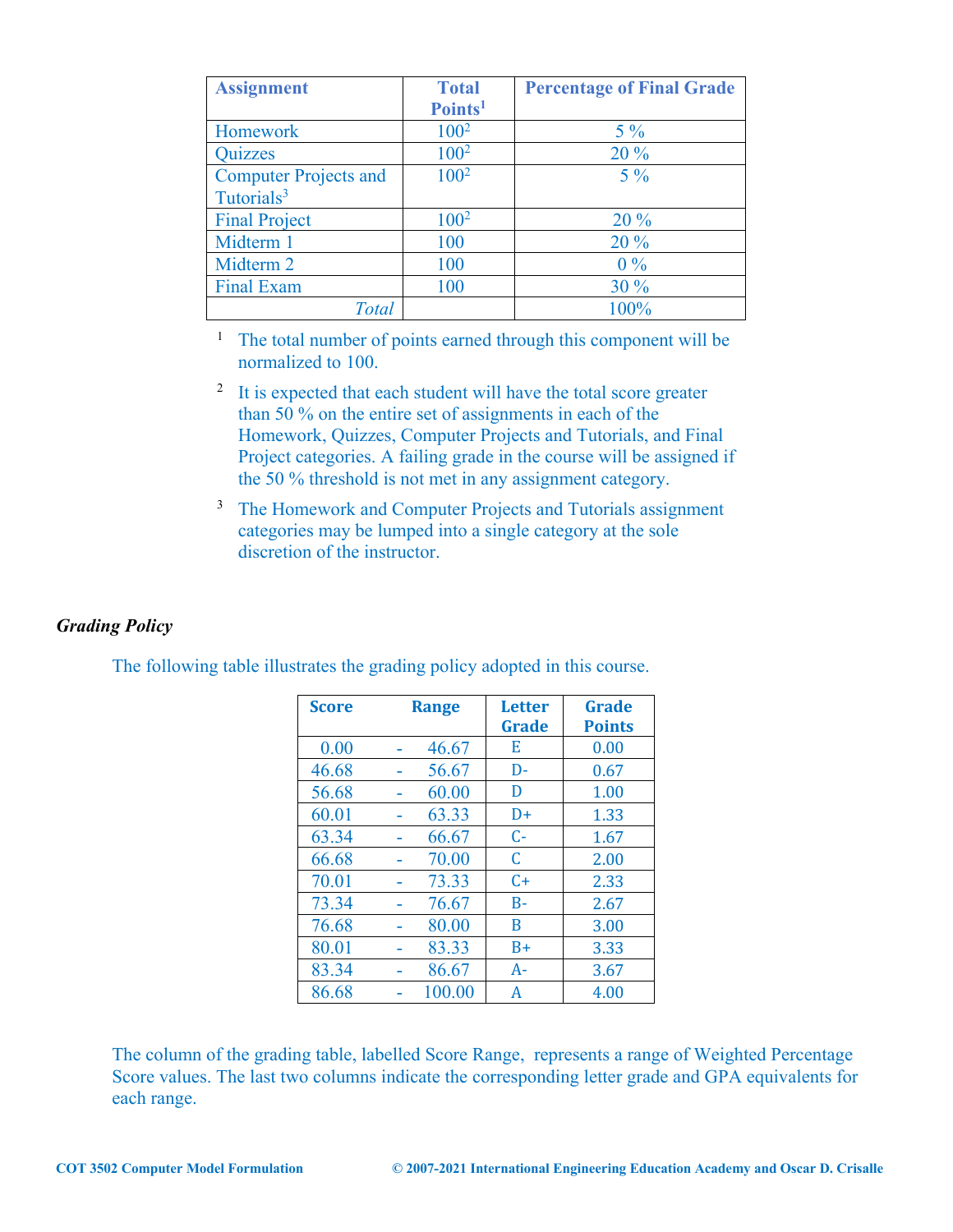| Assignment | Total Points[1] | Percentage of Final Grade |
|---|---|---|
| Homework | 100[2] | 5 % |
| Quizzes | 100[2] | 20 % |
| Computer Projects and Tutorials[3] | 100[2] | 5 % |
| Final Project | 100[2] | 20 % |
| Midterm 1 | 100 | 20 % |
| Midterm 2 | 100 | 0 % |
| Final Exam | 100 | 30 % |
| *Total* | | 100% |

[1] The total number of points earned through this component will be normalized to 100.

[2] It is expected that each student will have the total score greater than 50 % on the entire set of assignments in each of the Homework, Quizzes, Computer Projects and Tutorials, and Final Project categories. A failing grade in the course will be assigned if the 50 % threshold is not met in any assignment category.

[3] The Homework and Computer Projects and Tutorials assignment categories may be lumped into a single category at the sole discretion of the instructor.

### *Grading Policy*

The following table illustrates the grading policy adopted in this course.

| Score Range | Letter Grade | Grade Points |
|---|---|---|
| 0.00 - 46.67 | E | 0.00 |
| 46.68 - 56.67 | D- | 0.67 |
| 56.68 - 60.00 | D | 1.00 |
| 60.01 - 63.33 | D+ | 1.33 |
| 63.34 - 66.67 | C- | 1.67 |
| 66.68 - 70.00 | C | 2.00 |
| 70.01 - 73.33 | C+ | 2.33 |
| 73.34 - 76.67 | B- | 2.67 |
| 76.68 - 80.00 | B | 3.00 |
| 80.01 - 83.33 | B+ | 3.33 |
| 83.34 - 86.67 | A- | 3.67 |
| 86.68 - 100.00 | A | 4.00 |

The column of the grading table, labelled Score Range, represents a range of Weighted Percentage Score values. The last two columns indicate the corresponding letter grade and GPA equivalents for each range.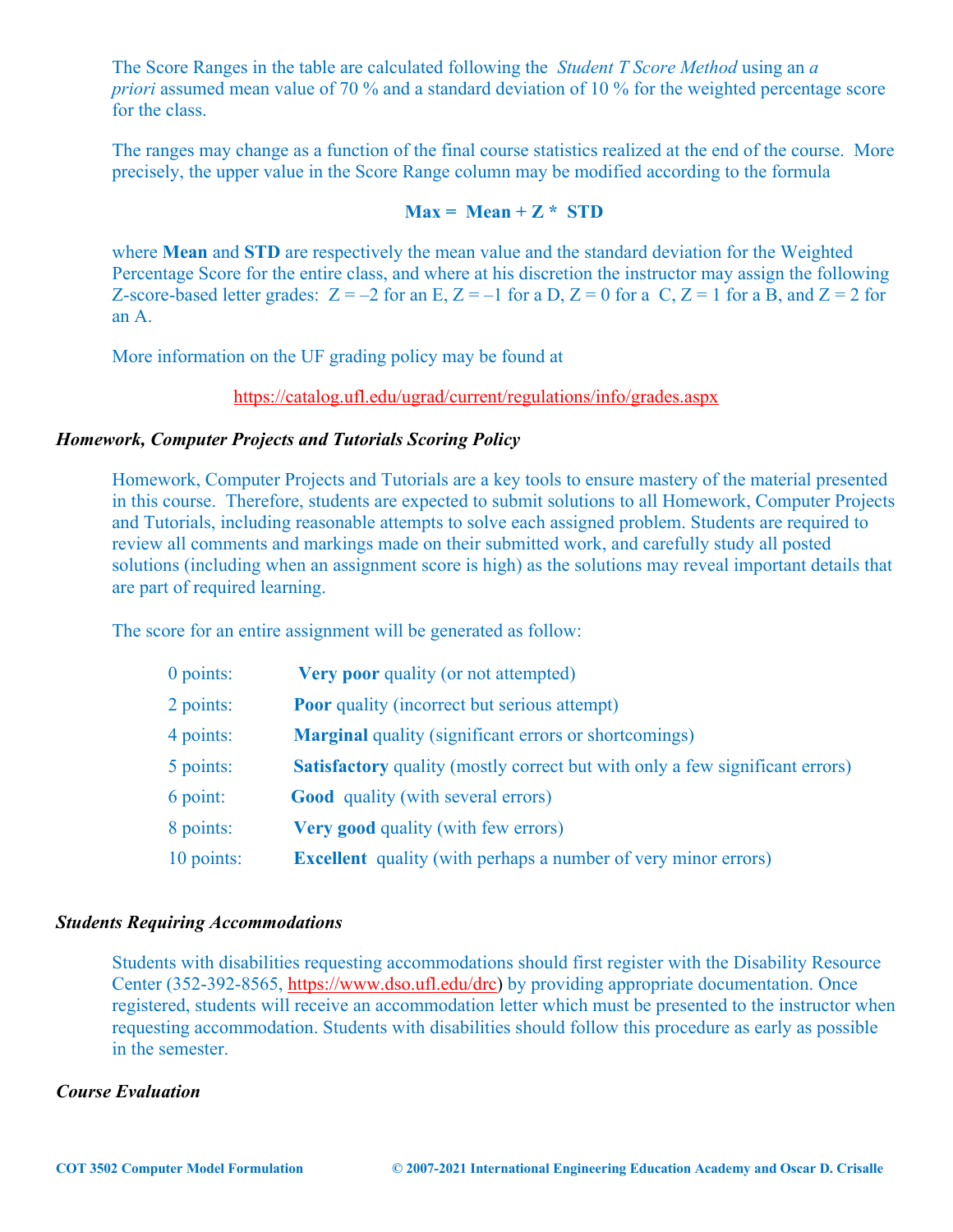The Score Ranges in the table are calculated following the *Student T Score Method* using an *a priori* assumed mean value of 70 % and a standard deviation of 10 % for the weighted percentage score for the class.

The ranges may change as a function of the final course statistics realized at the end of the course. More precisely, the upper value in the Score Range column may be modified according to the formula

$$\textbf{Max} = \textbf{Mean} + \textbf{Z} * \textbf{STD}$$

where **Mean** and **STD** are respectively the mean value and the standard deviation for the Weighted Percentage Score for the entire class, and where at his discretion the instructor may assign the following Z-score-based letter grades: $Z = -2$ for an E, $Z = -1$ for a D, $Z = 0$ for a C, $Z = 1$ for a B, and $Z = 2$ for an A.

More information on the UF grading policy may be found at

https://catalog.ufl.edu/ugrad/current/regulations/info/grades.aspx

### *Homework, Computer Projects and Tutorials Scoring Policy*

Homework, Computer Projects and Tutorials are a key tools to ensure mastery of the material presented in this course. Therefore, students are expected to submit solutions to all Homework, Computer Projects and Tutorials, including reasonable attempts to solve each assigned problem. Students are required to review all comments and markings made on their submitted work, and carefully study all posted solutions (including when an assignment score is high) as the solutions may reveal important details that are part of required learning.

The score for an entire assignment will be generated as follow:

- 0 points: **Very poor** quality (or not attempted)
- 2 points: **Poor** quality (incorrect but serious attempt)
- 4 points: **Marginal** quality (significant errors or shortcomings)
- 5 points: **Satisfactory** quality (mostly correct but with only a few significant errors)
- 6 point: **Good** quality (with several errors)
- 8 points: **Very good** quality (with few errors)
- 10 points: **Excellent** quality (with perhaps a number of very minor errors)

### *Students Requiring Accommodations*

Students with disabilities requesting accommodations should first register with the Disability Resource Center (352-392-8565, https://www.dso.ufl.edu/drc) by providing appropriate documentation. Once registered, students will receive an accommodation letter which must be presented to the instructor when requesting accommodation. Students with disabilities should follow this procedure as early as possible in the semester.

### *Course Evaluation*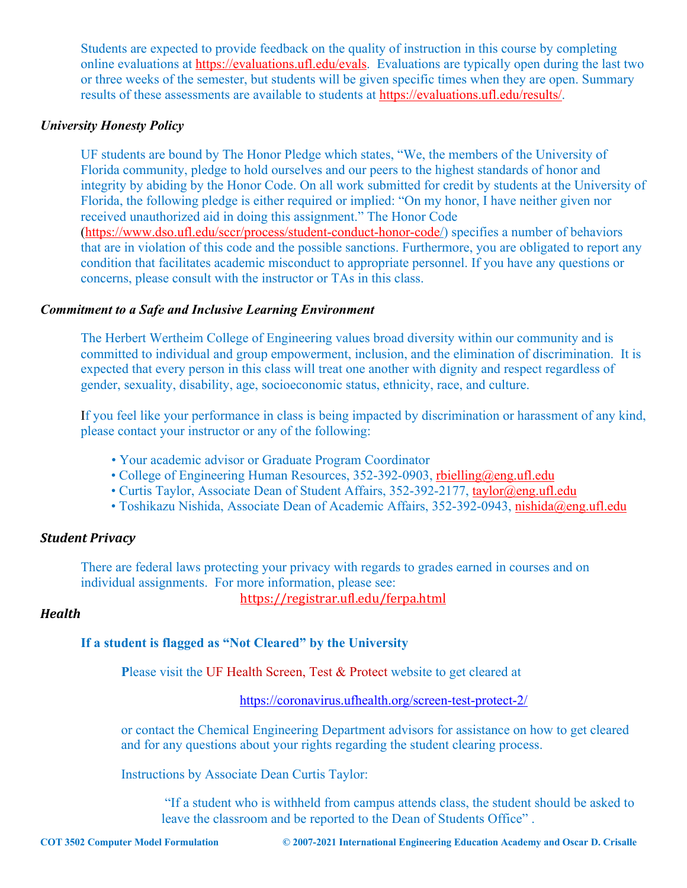Students are expected to provide feedback on the quality of instruction in this course by completing online evaluations at https://evaluations.ufl.edu/evals. Evaluations are typically open during the last two or three weeks of the semester, but students will be given specific times when they are open. Summary results of these assessments are available to students at https://evaluations.ufl.edu/results/.

### *University Honesty Policy*

UF students are bound by The Honor Pledge which states, "We, the members of the University of Florida community, pledge to hold ourselves and our peers to the highest standards of honor and integrity by abiding by the Honor Code. On all work submitted for credit by students at the University of Florida, the following pledge is either required or implied: "On my honor, I have neither given nor received unauthorized aid in doing this assignment." The Honor Code (https://www.dso.ufl.edu/sccr/process/student-conduct-honor-code/) specifies a number of behaviors that are in violation of this code and the possible sanctions. Furthermore, you are obligated to report any condition that facilitates academic misconduct to appropriate personnel. If you have any questions or concerns, please consult with the instructor or TAs in this class.

### *Commitment to a Safe and Inclusive Learning Environment*

The Herbert Wertheim College of Engineering values broad diversity within our community and is committed to individual and group empowerment, inclusion, and the elimination of discrimination. It is expected that every person in this class will treat one another with dignity and respect regardless of gender, sexuality, disability, age, socioeconomic status, ethnicity, race, and culture.

If you feel like your performance in class is being impacted by discrimination or harassment of any kind, please contact your instructor or any of the following:

- Your academic advisor or Graduate Program Coordinator
- College of Engineering Human Resources, 352-392-0903, rbielling@eng.ufl.edu
- Curtis Taylor, Associate Dean of Student Affairs, 352-392-2177, taylor@eng.ufl.edu
- Toshikazu Nishida, Associate Dean of Academic Affairs, 352-392-0943, nishida@eng.ufl.edu

### *Student Privacy*

There are federal laws protecting your privacy with regards to grades earned in courses and on individual assignments. For more information, please see:

https://registrar.ufl.edu/ferpa.html

### *Health*

**If a student is flagged as "Not Cleared" by the University**

Please visit the UF Health Screen, Test & Protect website to get cleared at

https://coronavirus.ufhealth.org/screen-test-protect-2/

or contact the Chemical Engineering Department advisors for assistance on how to get cleared and for any questions about your rights regarding the student clearing process.

Instructions by Associate Dean Curtis Taylor:

"If a student who is withheld from campus attends class, the student should be asked to leave the classroom and be reported to the Dean of Students Office" .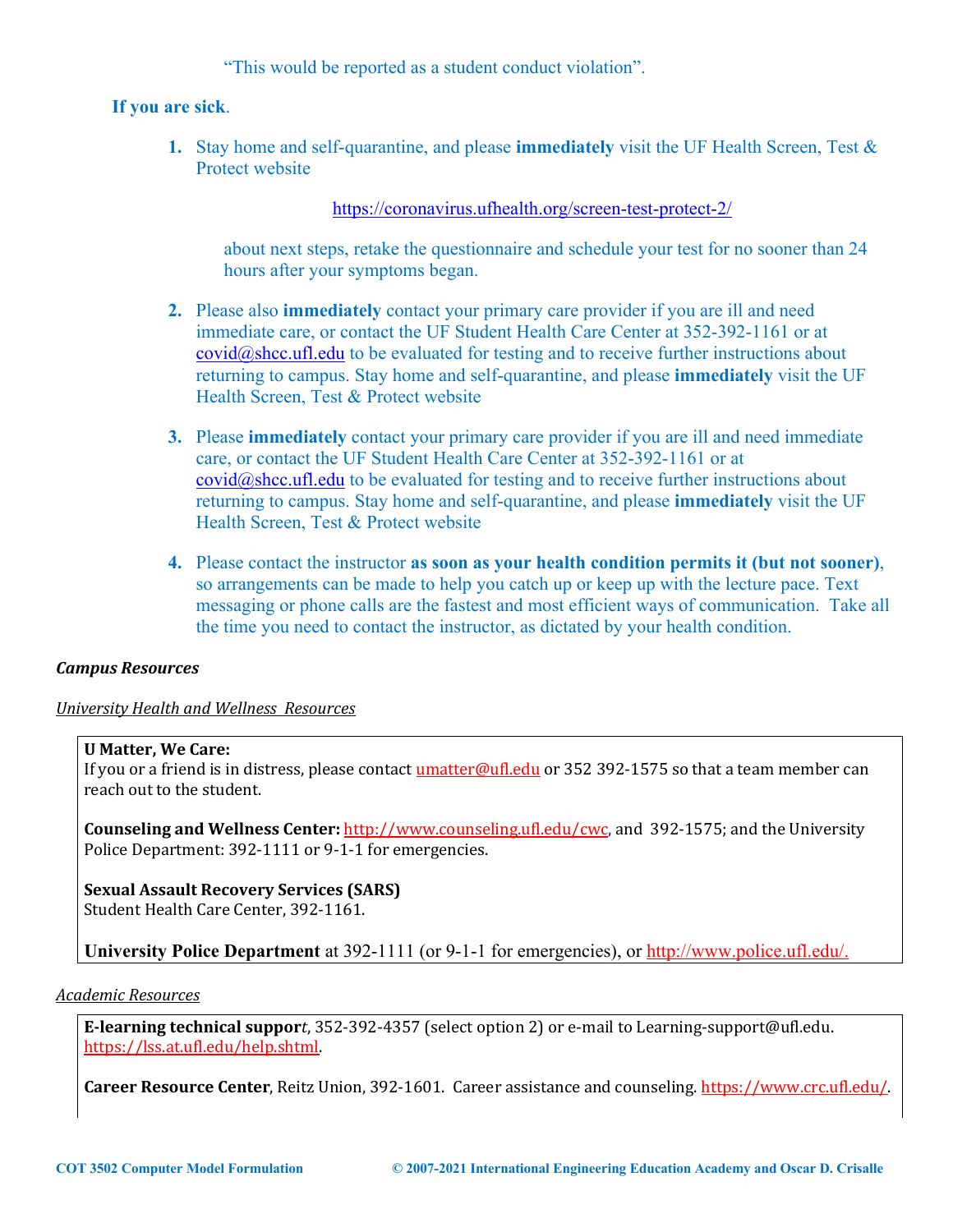"This would be reported as a student conduct violation".

**If you are sick**.

1. Stay home and self-quarantine, and please **immediately** visit the UF Health Screen, Test & Protect website

   https://coronavirus.ufhealth.org/screen-test-protect-2/

   about next steps, retake the questionnaire and schedule your test for no sooner than 24 hours after your symptoms began.

2. Please also **immediately** contact your primary care provider if you are ill and need immediate care, or contact the UF Student Health Care Center at 352-392-1161 or at covid@shcc.ufl.edu to be evaluated for testing and to receive further instructions about returning to campus. Stay home and self-quarantine, and please **immediately** visit the UF Health Screen, Test & Protect website

3. Please **immediately** contact your primary care provider if you are ill and need immediate care, or contact the UF Student Health Care Center at 352-392-1161 or at covid@shcc.ufl.edu to be evaluated for testing and to receive further instructions about returning to campus. Stay home and self-quarantine, and please **immediately** visit the UF Health Screen, Test & Protect website

4. Please contact the instructor **as soon as your health condition permits it (but not sooner)**, so arrangements can be made to help you catch up or keep up with the lecture pace. Text messaging or phone calls are the fastest and most efficient ways of communication. Take all the time you need to contact the instructor, as dictated by your health condition.

***Campus Resources***

*University Health and Wellness Resources*

**U Matter, We Care:**
If you or a friend is in distress, please contact umatter@ufl.edu or 352 392-1575 so that a team member can reach out to the student.

**Counseling and Wellness Center:** http://www.counseling.ufl.edu/cwc, and 392-1575; and the University Police Department: 392-1111 or 9-1-1 for emergencies.

**Sexual Assault Recovery Services (SARS)**
Student Health Care Center, 392-1161.

**University Police Department** at 392-1111 (or 9-1-1 for emergencies), or http://www.police.ufl.edu/.

*Academic Resources*

**E-learning technical suppor**t, 352-392-4357 (select option 2) or e-mail to Learning-support@ufl.edu. https://lss.at.ufl.edu/help.shtml.

**Career Resource Center**, Reitz Union, 392-1601. Career assistance and counseling. https://www.crc.ufl.edu/.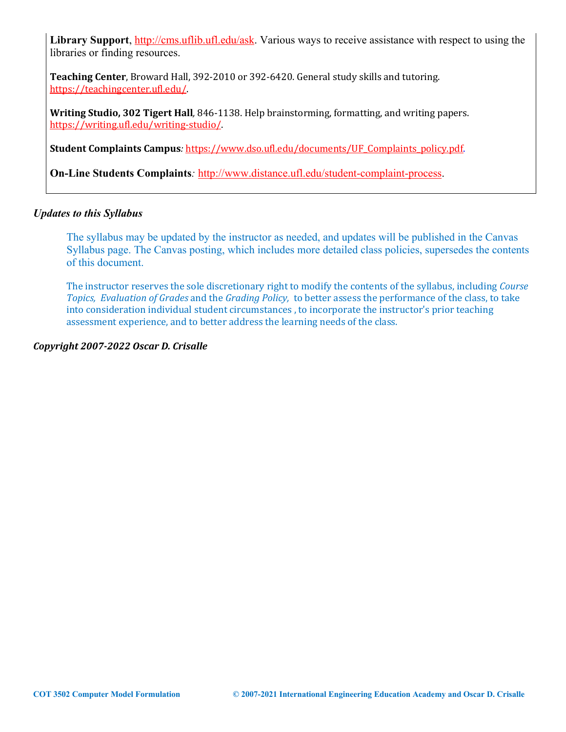**Library Support**, http://cms.uflib.ufl.edu/ask. Various ways to receive assistance with respect to using the libraries or finding resources.

**Teaching Center**, Broward Hall, 392-2010 or 392-6420. General study skills and tutoring. https://teachingcenter.ufl.edu/.

**Writing Studio, 302 Tigert Hall**, 846-1138. Help brainstorming, formatting, and writing papers. https://writing.ufl.edu/writing-studio/.

**Student Complaints Campus***:* https://www.dso.ufl.edu/documents/UF_Complaints_policy.pdf.

**On-Line Students Complaints***:* http://www.distance.ufl.edu/student-complaint-process.

### *Updates to this Syllabus*

The syllabus may be updated by the instructor as needed, and updates will be published in the Canvas Syllabus page. The Canvas posting, which includes more detailed class policies, supersedes the contents of this document.

The instructor reserves the sole discretionary right to modify the contents of the syllabus, including *Course Topics, Evaluation of Grades* and the *Grading Policy,* to better assess the performance of the class, to take into consideration individual student circumstances , to incorporate the instructor's prior teaching assessment experience, and to better address the learning needs of the class.

***Copyright 2007-2022 Oscar D. Crisalle***